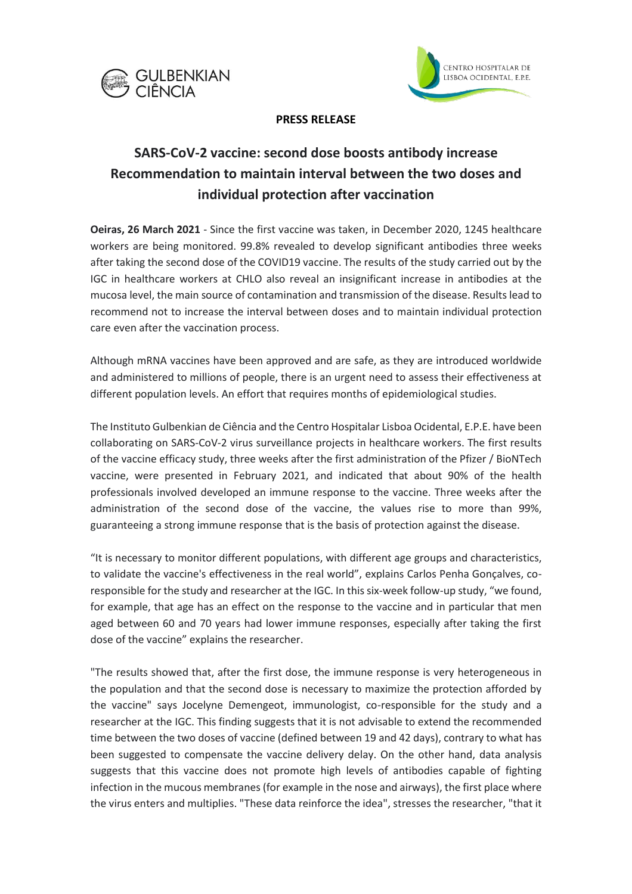**PRESS RELEASE**

# SARS-CoV-2 vaccine: second dose boosts antibody increase Recommendation to maintain interval between the two doses and individual protection after vaccination

**Oeiras, 26 March 2021** - Since the first vaccine was taken, in December 2020, 1245 healthcare workers are being monitored. 99.8% revealed to develop significant antibodies three weeks after taking the second dose of the COVID19 vaccine. The results of the study carried out by the IGC in healthcare workers at CHLO also reveal an insignificant increase in antibodies at the mucosa level, the main source of contamination and transmission of the disease. Results lead to recommend not to increase the interval between doses and to maintain individual protection care even after the vaccination process.

Although mRNA vaccines have been approved and are safe, as they are introduced worldwide and administered to millions of people, there is an urgent need to assess their effectiveness at different population levels. An effort that requires months of epidemiological studies.

The Instituto Gulbenkian de Ciência and the Centro Hospitalar Lisboa Ocidental, E.P.E. have been collaborating on SARS-CoV-2 virus surveillance projects in healthcare workers. The first results of the vaccine efficacy study, three weeks after the first administration of the Pfizer / BioNTech vaccine, were presented in February 2021, and indicated that about 90% of the health professionals involved developed an immune response to the vaccine. Three weeks after the administration of the second dose of the vaccine, the values rise to more than 99%, guaranteeing a strong immune response that is the basis of protection against the disease.

"It is necessary to monitor different populations, with different age groups and characteristics, to validate the vaccine's effectiveness in the real world", explains Carlos Penha Gonçalves, co-responsible for the study and researcher at the IGC. In this six-week follow-up study, "we found, for example, that age has an effect on the response to the vaccine and in particular that men aged between 60 and 70 years had lower immune responses, especially after taking the first dose of the vaccine" explains the researcher.

"The results showed that, after the first dose, the immune response is very heterogeneous in the population and that the second dose is necessary to maximize the protection afforded by the vaccine" says Jocelyne Demengeot, immunologist, co-responsible for the study and a researcher at the IGC. This finding suggests that it is not advisable to extend the recommended time between the two doses of vaccine (defined between 19 and 42 days), contrary to what has been suggested to compensate the vaccine delivery delay. On the other hand, data analysis suggests that this vaccine does not promote high levels of antibodies capable of fighting infection in the mucous membranes (for example in the nose and airways), the first place where the virus enters and multiplies. "These data reinforce the idea", stresses the researcher, "that it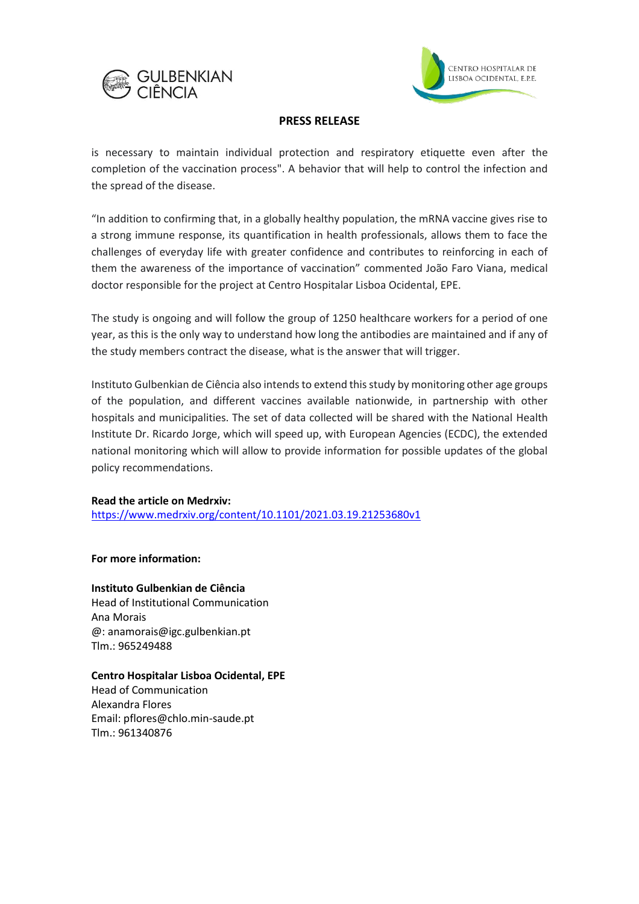**PRESS RELEASE**

is necessary to maintain individual protection and respiratory etiquette even after the completion of the vaccination process". A behavior that will help to control the infection and the spread of the disease.

"In addition to confirming that, in a globally healthy population, the mRNA vaccine gives rise to a strong immune response, its quantification in health professionals, allows them to face the challenges of everyday life with greater confidence and contributes to reinforcing in each of them the awareness of the importance of vaccination" commented João Faro Viana, medical doctor responsible for the project at Centro Hospitalar Lisboa Ocidental, EPE.

The study is ongoing and will follow the group of 1250 healthcare workers for a period of one year, as this is the only way to understand how long the antibodies are maintained and if any of the study members contract the disease, what is the answer that will trigger.

Instituto Gulbenkian de Ciência also intends to extend this study by monitoring other age groups of the population, and different vaccines available nationwide, in partnership with other hospitals and municipalities. The set of data collected will be shared with the National Health Institute Dr. Ricardo Jorge, which will speed up, with European Agencies (ECDC), the extended national monitoring which will allow to provide information for possible updates of the global policy recommendations.

**Read the article on Medrxiv:**
https://www.medrxiv.org/content/10.1101/2021.03.19.21253680v1

**For more information:**

**Instituto Gulbenkian de Ciência**
Head of Institutional Communication
Ana Morais
@: anamorais@igc.gulbenkian.pt
Tlm.: 965249488

**Centro Hospitalar Lisboa Ocidental, EPE**
Head of Communication
Alexandra Flores
Email: pflores@chlo.min-saude.pt
Tlm.: 961340876